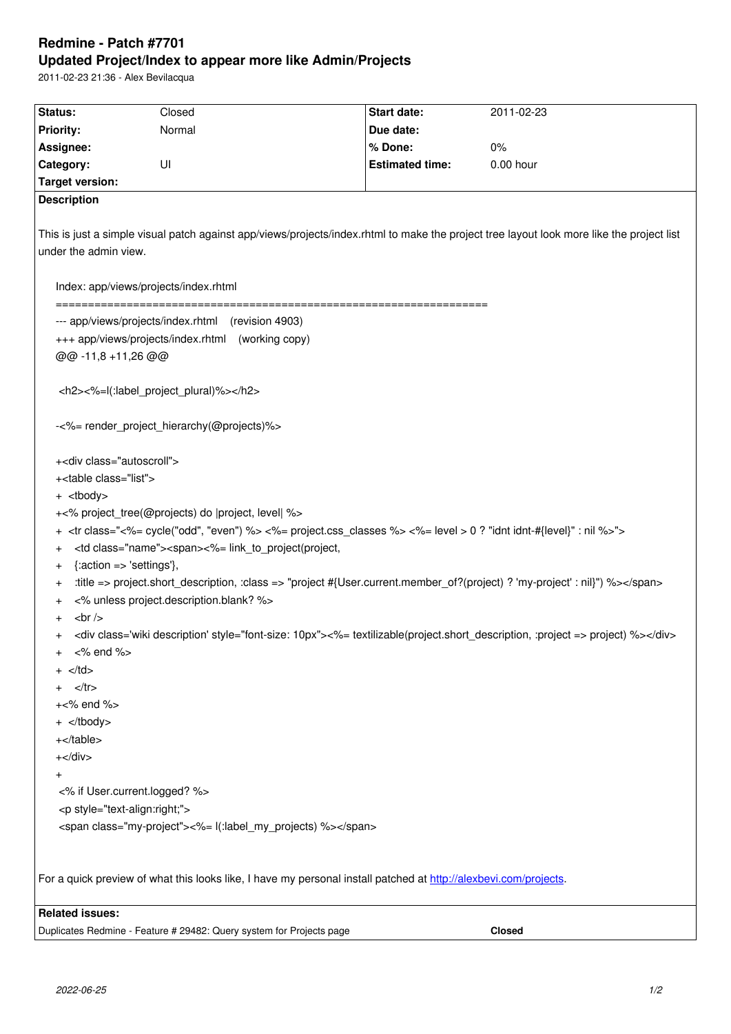# Redmine - Patch #7701

## Updated Project/Index to appear more like Admin/Projects

2011-02-23 21:36 - Alex Bevilacqua

| | | | |
|---|---|---|---|
| **Status:** | Closed | **Start date:** | 2011-02-23 |
| **Priority:** | Normal | **Due date:** | |
| **Assignee:** | | **% Done:** | 0% |
| **Category:** | UI | **Estimated time:** | 0.00 hour |
| **Target version:** | | | |

**Description**

This is just a simple visual patch against app/views/projects/index.rhtml to make the project tree layout look more like the project list under the admin view.

```
Index: app/views/projects/index.rhtml
===================================================================
--- app/views/projects/index.rhtml    (revision 4903)
+++ app/views/projects/index.rhtml    (working copy)
@@ -11,8 +11,26 @@

 <h2><%=l(:label_project_plural)%></h2>

-<%= render_project_hierarchy(@projects)%>

+<div class="autoscroll">
+<table class="list">
+  <tbody>
+<% project_tree(@projects) do |project, level| %>
+  <tr class="<%= cycle("odd", "even") %> <%= project.css_classes %> <%= level > 0 ? "idnt idnt-#{level}" : nil %>">
+    <td class="name"><span><%= link_to_project(project,
+    {:action => 'settings'},
+    :title => project.short_description, :class => "project #{User.current.member_of?(project) ? 'my-project' : nil}") %></span>
+    <% unless project.description.blank? %>
+    <br />
+    <div class='wiki description' style="font-size: 10px"><%= textilizable(project.short_description, :project => project) %></div>
+    <% end %>
+  </td>
+    </tr>
+<% end %>
+  </tbody>
+</table>
+</div>
+
 <% if User.current.logged? %>
 <p style="text-align:right;">
 <span class="my-project"><%= l(:label_my_projects) %></span>
```

For a quick preview of what this looks like, I have my personal install patched at [http://alexbevi.com/projects](http://alexbevi.com/projects).

**Related issues:**

| | |
|---|---|
| Duplicates Redmine - Feature # 29482: Query system for Projects page | **Closed** |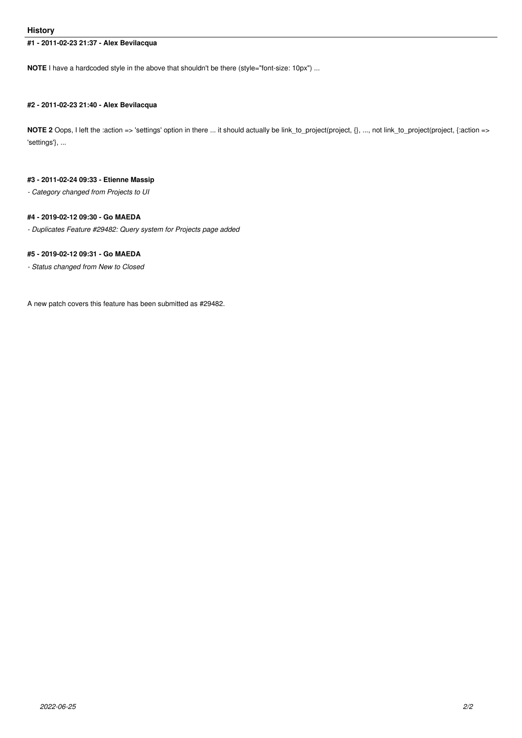## History

#### #1 - 2011-02-23 21:37 - Alex Bevilacqua

**NOTE** I have a hardcoded style in the above that shouldn't be there (style="font-size: 10px") ...

#### #2 - 2011-02-23 21:40 - Alex Bevilacqua

**NOTE 2** Oops, I left the :action => 'settings' option in there ... it should actually be link_to_project(project, {}, ..., not link_to_project(project, {:action => 'settings'}, ...

#### #3 - 2011-02-24 09:33 - Etienne Massip

*- Category changed from Projects to UI*

#### #4 - 2019-02-12 09:30 - Go MAEDA

*- Duplicates Feature #29482: Query system for Projects page added*

#### #5 - 2019-02-12 09:31 - Go MAEDA

*- Status changed from New to Closed*

A new patch covers this feature has been submitted as #29482.